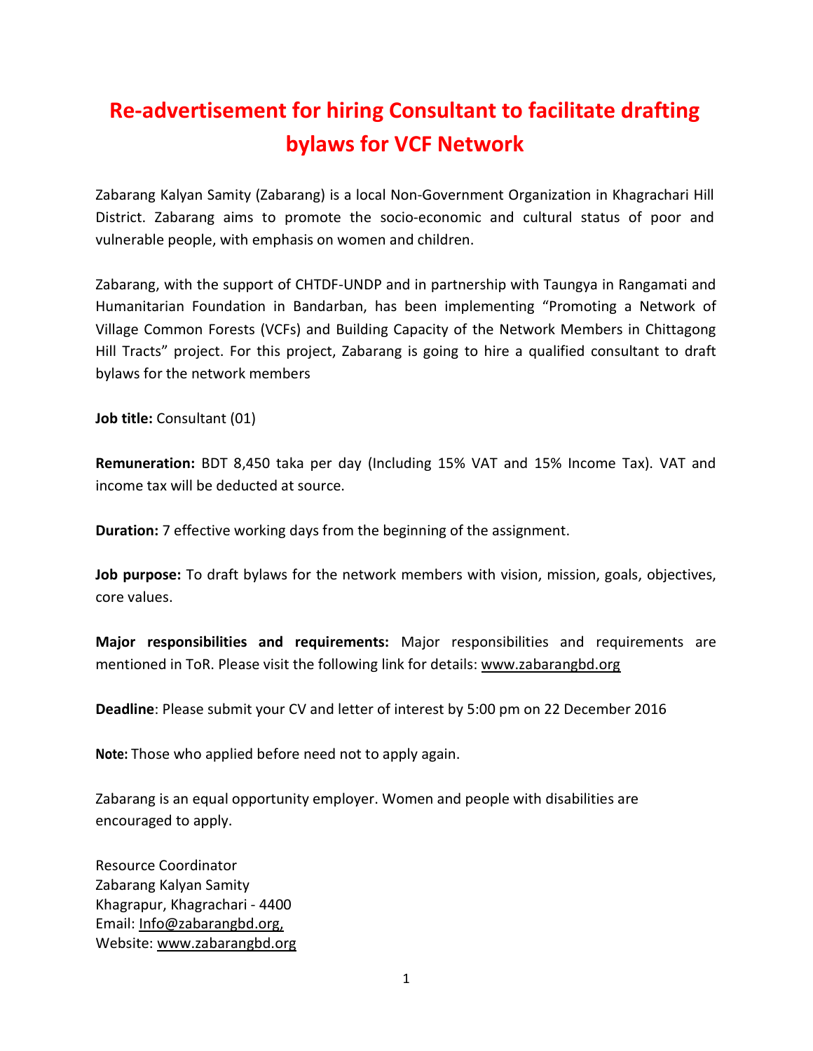# Re-advertisement for hiring Consultant to facilitate drafting bylaws for VCF Network

Zabarang Kalyan Samity (Zabarang) is a local Non-Government Organization in Khagrachari Hill District. Zabarang aims to promote the socio-economic and cultural status of poor and vulnerable people, with emphasis on women and children.

Zabarang, with the support of CHTDF-UNDP and in partnership with Taungya in Rangamati and Humanitarian Foundation in Bandarban, has been implementing "Promoting a Network of Village Common Forests (VCFs) and Building Capacity of the Network Members in Chittagong Hill Tracts" project. For this project, Zabarang is going to hire a qualified consultant to draft bylaws for the network members

**Job title:** Consultant (01)

**Remuneration:** BDT 8,450 taka per day (Including 15% VAT and 15% Income Tax). VAT and income tax will be deducted at source.

**Duration:** 7 effective working days from the beginning of the assignment.

**Job purpose:** To draft bylaws for the network members with vision, mission, goals, objectives, core values.

**Major responsibilities and requirements:** Major responsibilities and requirements are mentioned in ToR. Please visit the following link for details: www.zabarangbd.org

**Deadline**: Please submit your CV and letter of interest by 5:00 pm on 22 December 2016

**Note:** Those who applied before need not to apply again.

Zabarang is an equal opportunity employer. Women and people with disabilities are encouraged to apply.

Resource Coordinator  
Zabarang Kalyan Samity  
Khagrapur, Khagrachari - 4400  
Email: Info@zabarangbd.org,  
Website: www.zabarangbd.org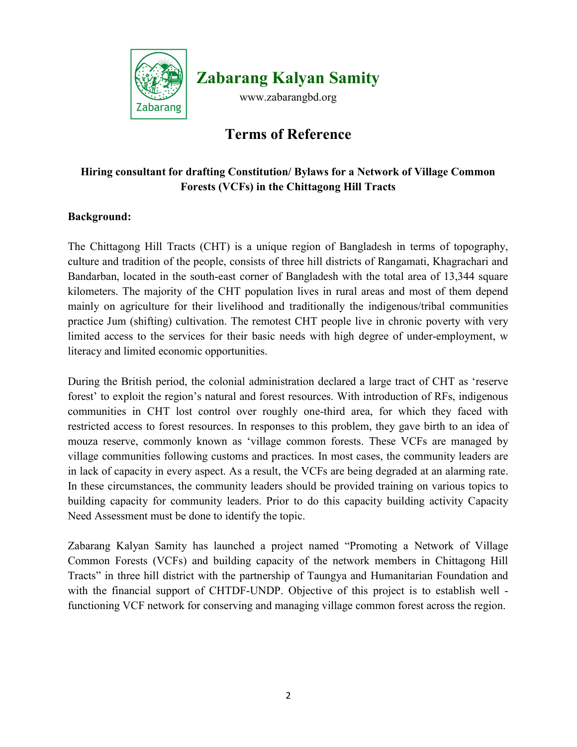# Zabarang Kalyan Samity

www.zabarangbd.org

## Terms of Reference

**Hiring consultant for drafting Constitution/ Bylaws for a Network of Village Common Forests (VCFs) in the Chittagong Hill Tracts**

**Background:**

The Chittagong Hill Tracts (CHT) is a unique region of Bangladesh in terms of topography, culture and tradition of the people, consists of three hill districts of Rangamati, Khagrachari and Bandarban, located in the south-east corner of Bangladesh with the total area of 13,344 square kilometers. The majority of the CHT population lives in rural areas and most of them depend mainly on agriculture for their livelihood and traditionally the indigenous/tribal communities practice Jum (shifting) cultivation. The remotest CHT people live in chronic poverty with very limited access to the services for their basic needs with high degree of under-employment, w literacy and limited economic opportunities.

During the British period, the colonial administration declared a large tract of CHT as 'reserve forest' to exploit the region's natural and forest resources. With introduction of RFs, indigenous communities in CHT lost control over roughly one-third area, for which they faced with restricted access to forest resources. In responses to this problem, they gave birth to an idea of mouza reserve, commonly known as 'village common forests. These VCFs are managed by village communities following customs and practices. In most cases, the community leaders are in lack of capacity in every aspect. As a result, the VCFs are being degraded at an alarming rate. In these circumstances, the community leaders should be provided training on various topics to building capacity for community leaders. Prior to do this capacity building activity Capacity Need Assessment must be done to identify the topic.

Zabarang Kalyan Samity has launched a project named "Promoting a Network of Village Common Forests (VCFs) and building capacity of the network members in Chittagong Hill Tracts" in three hill district with the partnership of Taungya and Humanitarian Foundation and with the financial support of CHTDF-UNDP. Objective of this project is to establish well - functioning VCF network for conserving and managing village common forest across the region.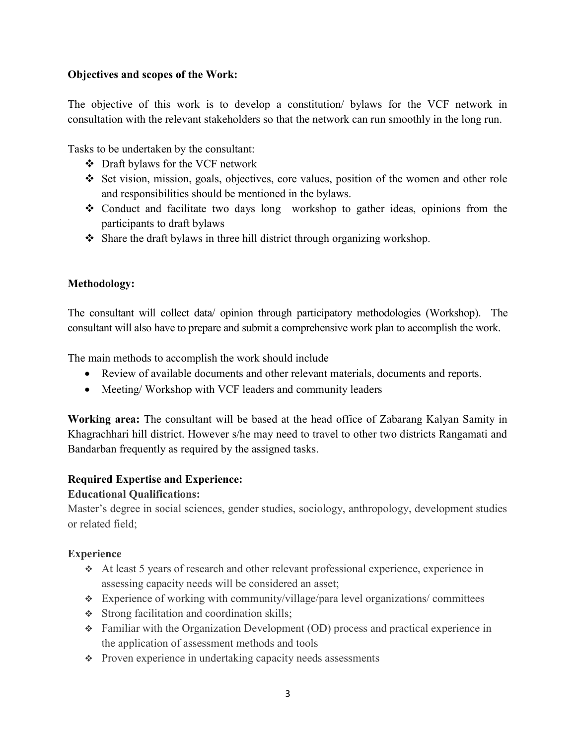**Objectives and scopes of the Work:**

The objective of this work is to develop a constitution/ bylaws for the VCF network in consultation with the relevant stakeholders so that the network can run smoothly in the long run.

Tasks to be undertaken by the consultant:

- Draft bylaws for the VCF network
- Set vision, mission, goals, objectives, core values, position of the women and other role and responsibilities should be mentioned in the bylaws.
- Conduct and facilitate two days long workshop to gather ideas, opinions from the participants to draft bylaws
- Share the draft bylaws in three hill district through organizing workshop.

**Methodology:**

The consultant will collect data/ opinion through participatory methodologies (Workshop). The consultant will also have to prepare and submit a comprehensive work plan to accomplish the work.

The main methods to accomplish the work should include

- Review of available documents and other relevant materials, documents and reports.
- Meeting/ Workshop with VCF leaders and community leaders

**Working area:** The consultant will be based at the head office of Zabarang Kalyan Samity in Khagrachhari hill district. However s/he may need to travel to other two districts Rangamati and Bandarban frequently as required by the assigned tasks.

**Required Expertise and Experience:**

**Educational Qualifications:**

Master's degree in social sciences, gender studies, sociology, anthropology, development studies or related field;

**Experience**

- At least 5 years of research and other relevant professional experience, experience in assessing capacity needs will be considered an asset;
- Experience of working with community/village/para level organizations/ committees
- Strong facilitation and coordination skills;
- Familiar with the Organization Development (OD) process and practical experience in the application of assessment methods and tools
- Proven experience in undertaking capacity needs assessments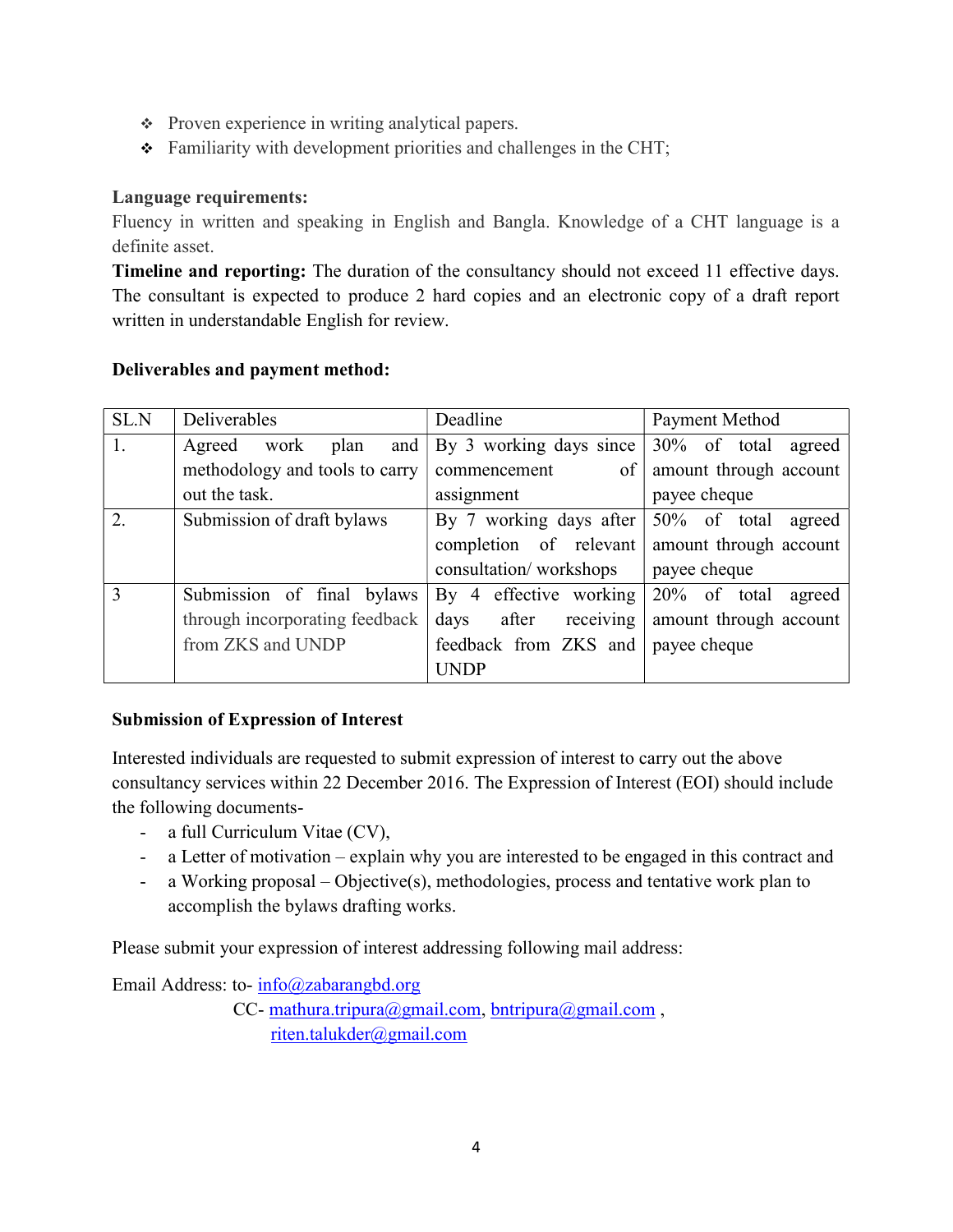- Proven experience in writing analytical papers.
- Familiarity with development priorities and challenges in the CHT;

**Language requirements:**

Fluency in written and speaking in English and Bangla. Knowledge of a CHT language is a definite asset.

**Timeline and reporting:** The duration of the consultancy should not exceed 11 effective days. The consultant is expected to produce 2 hard copies and an electronic copy of a draft report written in understandable English for review.

**Deliverables and payment method:**

| SL.N | Deliverables | Deadline | Payment Method |
|---|---|---|---|
| 1. | Agreed work plan and methodology and tools to carry out the task. | By 3 working days since commencement of assignment | 30% of total agreed amount through account payee cheque |
| 2. | Submission of draft bylaws | By 7 working days after completion of relevant consultation/ workshops | 50% of total agreed amount through account payee cheque |
| 3 | Submission of final bylaws through incorporating feedback from ZKS and UNDP | By 4 effective working days after receiving feedback from ZKS and UNDP | 20% of total agreed amount through account payee cheque |

**Submission of Expression of Interest**

Interested individuals are requested to submit expression of interest to carry out the above consultancy services within 22 December 2016. The Expression of Interest (EOI) should include the following documents-

- a full Curriculum Vitae (CV),
- a Letter of motivation – explain why you are interested to be engaged in this contract and
- a Working proposal – Objective(s), methodologies, process and tentative work plan to accomplish the bylaws drafting works.

Please submit your expression of interest addressing following mail address:

Email Address: to- info@zabarangbd.org
CC- mathura.tripura@gmail.com, bntripura@gmail.com , riten.talukder@gmail.com